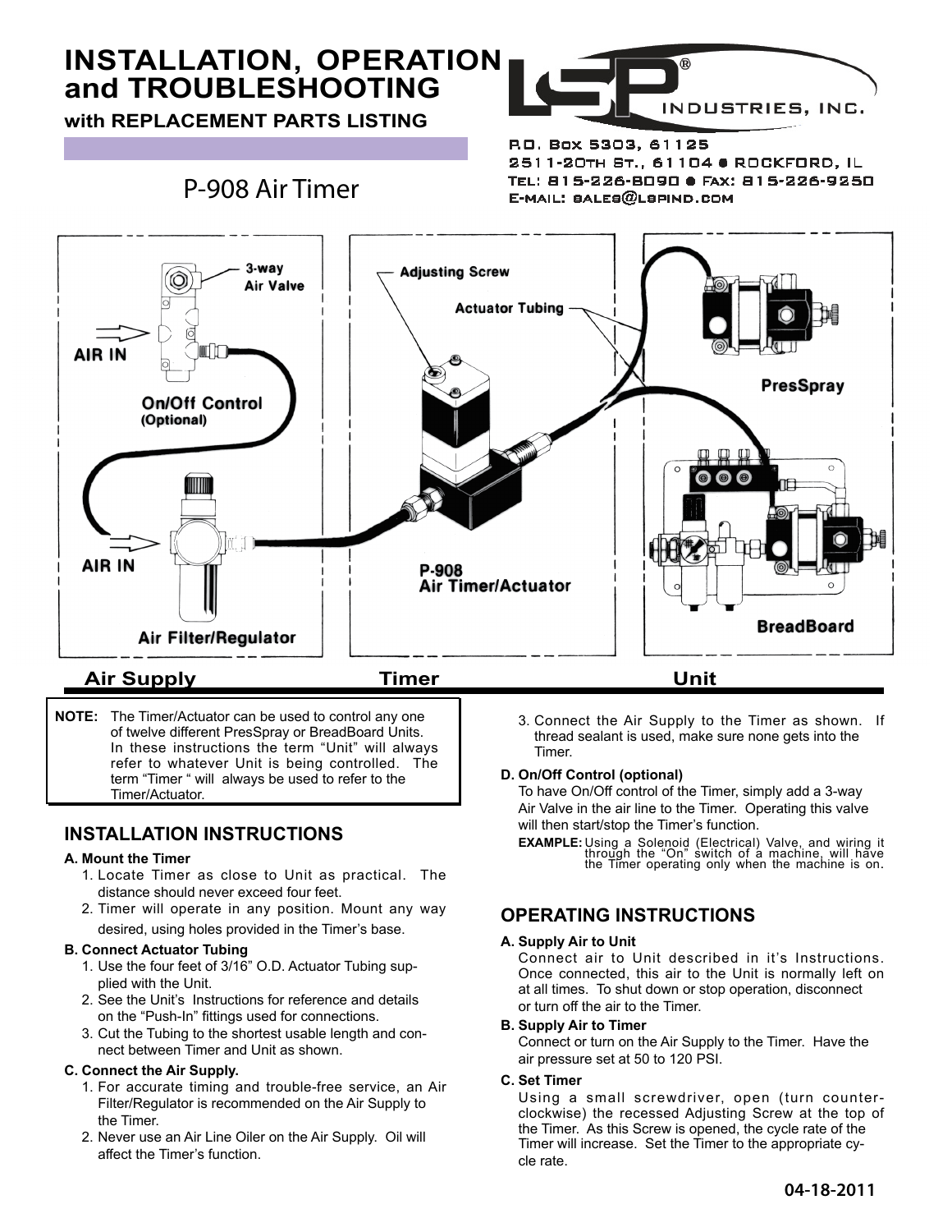# INSTALLATION, OPERATION and TROUBLESHOOTING

**with REPLACEMENT PARTS LISTING**

## P-908 Air Timer

**LSP INDUSTRIES, INC.**

P.O. Box 5303, 61125
2511-20th St., 61104 • ROCKFORD, IL
Tel: 815-226-8090 • Fax: 815-226-9250
E-mail: sales@lspind.com

3-way Air Valve
AIR IN
On/Off Control (Optional)
AIR IN
Air Filter/Regulator
Adjusting Screw
Actuator Tubing
P-908 Air Timer/Actuator
PresSpray
BreadBoard

**Air Supply** **Timer** **Unit**

**NOTE:** The Timer/Actuator can be used to control any one of twelve different PresSpray or BreadBoard Units. In these instructions the term "Unit" will always refer to whatever Unit is being controlled. The term "Timer" will always be used to refer to the Timer/Actuator.

## INSTALLATION INSTRUCTIONS

### A. Mount the Timer

1. Locate Timer as close to Unit as practical. The distance should never exceed four feet.
2. Timer will operate in any position. Mount any way desired, using holes provided in the Timer's base.

### B. Connect Actuator Tubing

1. Use the four feet of 3/16" O.D. Actuator Tubing supplied with the Unit.
2. See the Unit's Instructions for reference and details on the "Push-In" fittings used for connections.
3. Cut the Tubing to the shortest usable length and connect between Timer and Unit as shown.

### C. Connect the Air Supply.

1. For accurate timing and trouble-free service, an Air Filter/Regulator is recommended on the Air Supply to the Timer.
2. Never use an Air Line Oiler on the Air Supply. Oil will affect the Timer's function.
3. Connect the Air Supply to the Timer as shown. If thread sealant is used, make sure none gets into the Timer.

### D. On/Off Control (optional)

To have On/Off control of the Timer, simply add a 3-way Air Valve in the air line to the Timer. Operating this valve will then start/stop the Timer's function.

**EXAMPLE:** Using a Solenoid (Electrical) Valve, and wiring it through the "On" switch of a machine, will have the Timer operating only when the machine is on.

## OPERATING INSTRUCTIONS

### A. Supply Air to Unit

Connect air to Unit described in it's Instructions. Once connected, this air to the Unit is normally left on at all times. To shut down or stop operation, disconnect or turn off the air to the Timer.

### B. Supply Air to Timer

Connect or turn on the Air Supply to the Timer. Have the air pressure set at 50 to 120 PSI.

### C. Set Timer

Using a small screwdriver, open (turn counter-clockwise) the recessed Adjusting Screw at the top of the Timer. As this Screw is opened, the cycle rate of the Timer will increase. Set the Timer to the appropriate cycle rate.

04-18-2011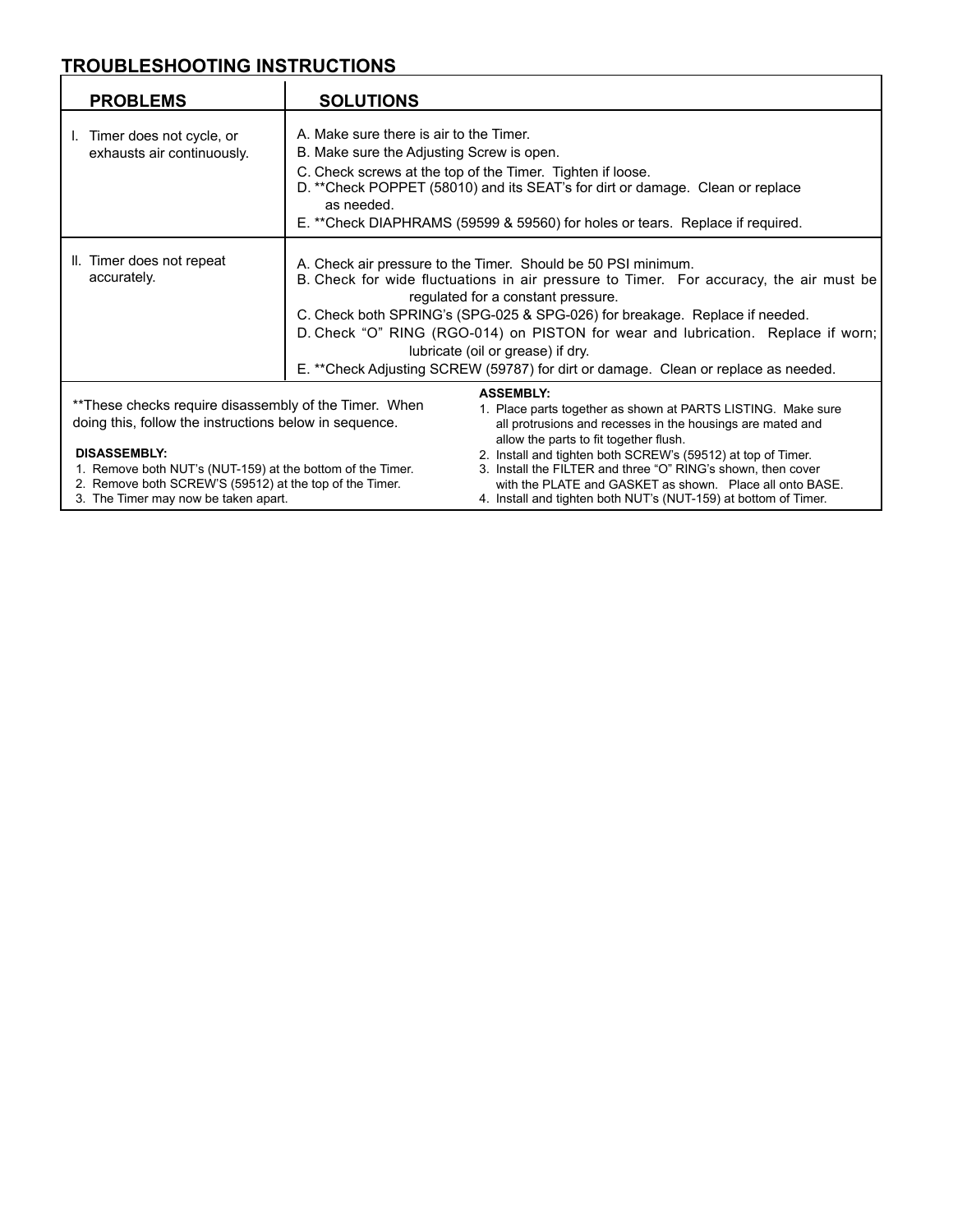## TROUBLESHOOTING INSTRUCTIONS

| PROBLEMS | SOLUTIONS |
|---|---|
| I. Timer does not cycle, or exhausts air continuously. | A. Make sure there is air to the Timer.<br>B. Make sure the Adjusting Screw is open.<br>C. Check screws at the top of the Timer. Tighten if loose.<br>D. **Check POPPET (58010) and its SEAT's for dirt or damage. Clean or replace as needed.<br>E. **Check DIAPHRAMS (59599 & 59560) for holes or tears. Replace if required. |
| II. Timer does not repeat accurately. | A. Check air pressure to the Timer. Should be 50 PSI minimum.<br>B. Check for wide fluctuations in air pressure to Timer. For accuracy, the air must be regulated for a constant pressure.<br>C. Check both SPRING's (SPG-025 & SPG-026) for breakage. Replace if needed.<br>D. Check "O" RING (RGO-014) on PISTON for wear and lubrication. Replace if worn; lubricate (oil or grease) if dry.<br>E. **Check Adjusting SCREW (59787) for dirt or damage. Clean or replace as needed. |

**These checks require disassembly of the Timer. When doing this, follow the instructions below in sequence.

**DISASSEMBLY:**

1. Remove both NUT's (NUT-159) at the bottom of the Timer.
2. Remove both SCREW'S (59512) at the top of the Timer.
3. The Timer may now be taken apart.

**ASSEMBLY:**

1. Place parts together as shown at PARTS LISTING. Make sure all protrusions and recesses in the housings are mated and allow the parts to fit together flush.
2. Install and tighten both SCREW's (59512) at top of Timer.
3. Install the FILTER and three "O" RING's shown, then cover with the PLATE and GASKET as shown. Place all onto BASE.
4. Install and tighten both NUT's (NUT-159) at bottom of Timer.